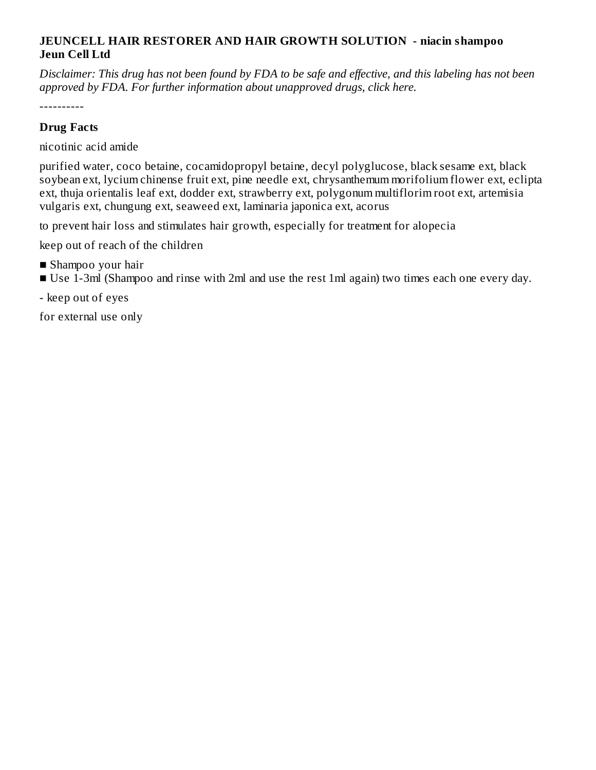**JEUNCELL HAIR RESTORER AND HAIR GROWTH SOLUTION - niacin shampoo**
**Jeun Cell Ltd**

*Disclaimer: This drug has not been found by FDA to be safe and effective, and this labeling has not been approved by FDA. For further information about unapproved drugs, click here.*

----------

**Drug Facts**

nicotinic acid amide

purified water, coco betaine, cocamidopropyl betaine, decyl polyglucose, black sesame ext, black soybean ext, lycium chinense fruit ext, pine needle ext, chrysanthemum morifolium flower ext, eclipta ext, thuja orientalis leaf ext, dodder ext, strawberry ext, polygonum multiflorim root ext, artemisia vulgaris ext, chungung ext, seaweed ext, laminaria japonica ext, acorus

to prevent hair loss and stimulates hair growth, especially for treatment for alopecia

keep out of reach of the children

- Shampoo your hair
- Use 1-3ml (Shampoo and rinse with 2ml and use the rest 1ml again) two times each one every day.

- keep out of eyes

for external use only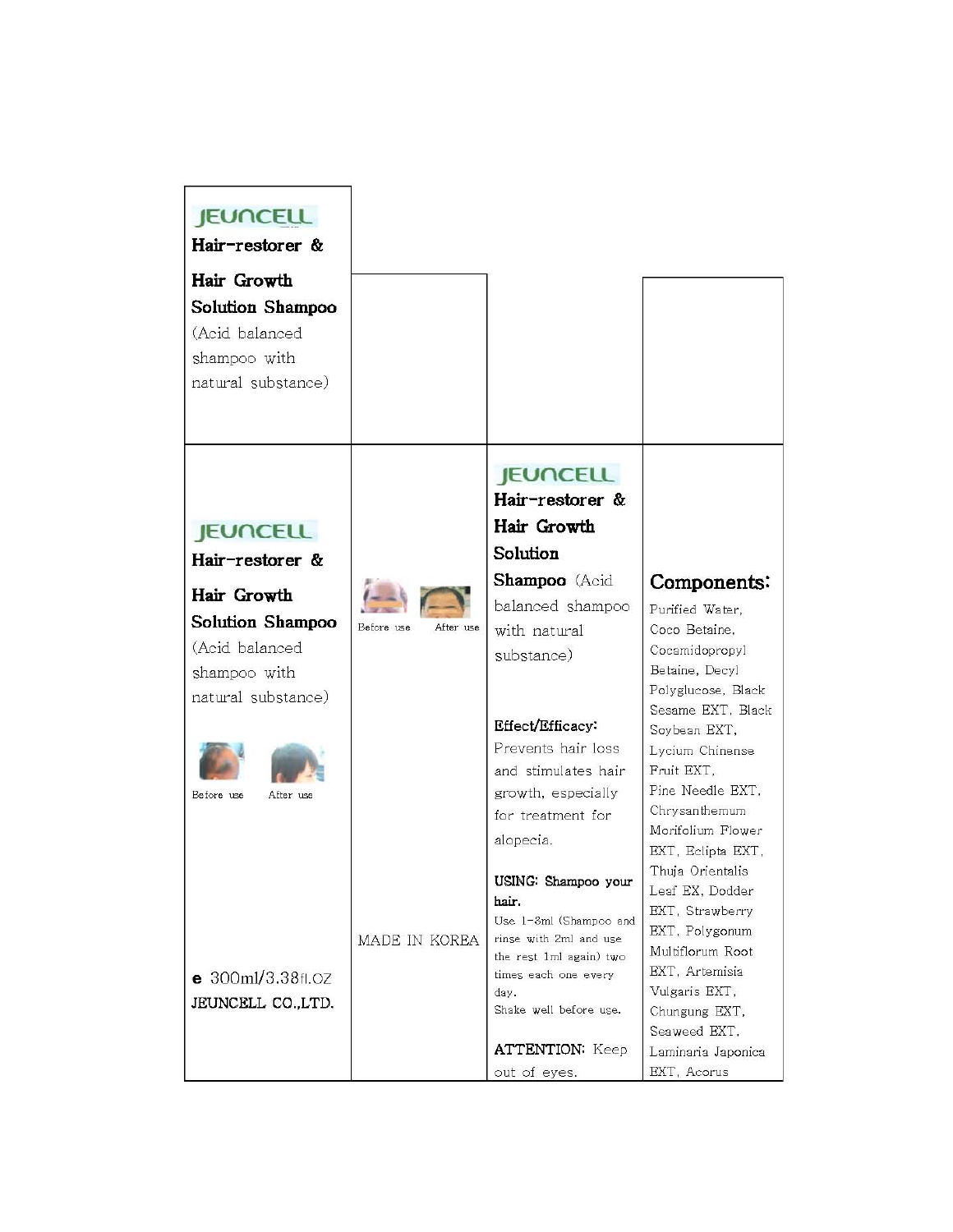JEUNCELL

**Hair-restorer &**

**Hair Growth Solution Shampoo**

(Acid balanced shampoo with natural substance)

JEUNCELL

**Hair-restorer &**

**Hair Growth Solution Shampoo**

(Acid balanced shampoo with natural substance)

Before use After use

e 300ml/3.38fl.oz

JEUNCELL CO.,LTD.

Before use After use

MADE IN KOREA

JEUNCELL

**Hair-restorer & Hair Growth Solution Shampoo** (Acid balanced shampoo with natural substance)

**Effect/Efficacy:** Prevents hair loss and stimulates hair growth, especially for treatment for alopecia.

**USING: Shampoo your hair.**

Use 1-3ml (Shampoo and rinse with 2ml and use the rest 1ml again) two times each one every day.

Shake well before use.

**ATTENTION:** Keep out of eyes.

## Components:

Purified Water, Coco Betaine, Cocamidopropyl Betaine, Decyl Polyglucose, Black Sesame EXT, Black Soybean EXT, Lycium Chinense Fruit EXT, Pine Needle EXT, Chrysanthemum Morifolium Flower EXT, Eclipta EXT, Thuja Orientalis Leaf EX, Dodder EXT, Strawberry EXT, Polygonum Multiflorum Root EXT, Artemisia Vulgaris EXT, Chungung EXT, Seaweed EXT, Laminaria Japonica EXT, Acorus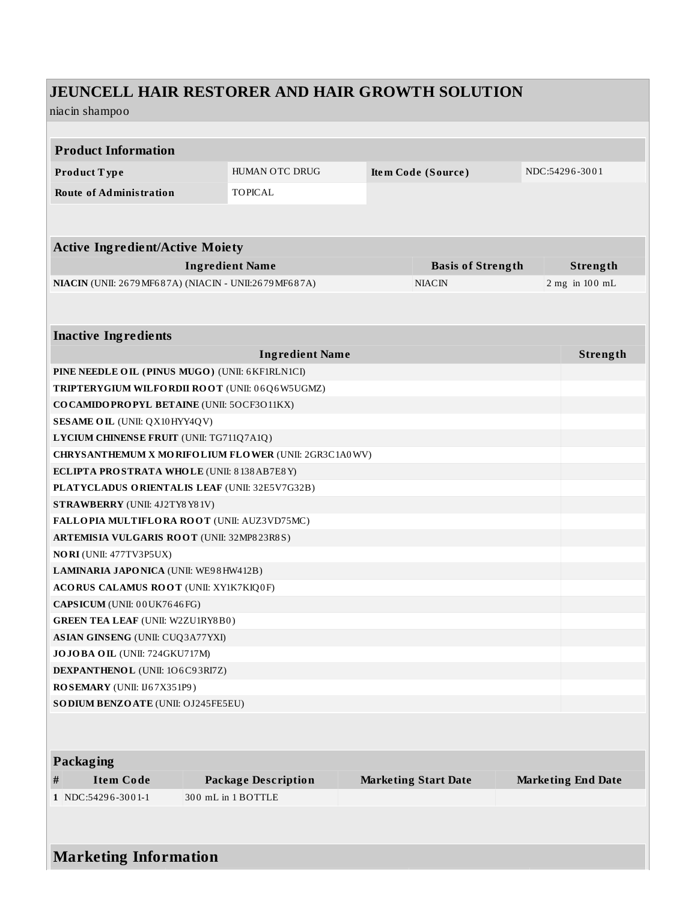# JEUNCELL HAIR RESTORER AND HAIR GROWTH SOLUTION

niacin shampoo

| **Product Information** | | | |
|---|---|---|---|
| **Product Type** | HUMAN OTC DRUG | **Item Code (Source)** | NDC:54296-3001 |
| **Route of Administration** | TOPICAL | | |

| **Active Ingredient/Active Moiety** | | |
|---|---|---|
| **Ingredient Name** | **Basis of Strength** | **Strength** |
| **NIACIN** (UNII: 2679MF687A) (NIACIN - UNII:2679MF687A) | NIACIN | 2 mg in 100 mL |

| **Inactive Ingredients** | |
|---|---|
| **Ingredient Name** | **Strength** |
| **PINE NEEDLE OIL (PINUS MUGO)** (UNII: 6KF1RLN1CI) | |
| **TRIPTERYGIUM WILFORDII ROOT** (UNII: 06Q6W5UGMZ) | |
| **COCAMIDOPROPYL BETAINE** (UNII: 5OCF3O11KX) | |
| **SESAME OIL** (UNII: QX10HYY4QV) | |
| **LYCIUM CHINENSE FRUIT** (UNII: TG711Q7A1Q) | |
| **CHRYSANTHEMUM X MORIFOLIUM FLOWER** (UNII: 2GR3C1A0WV) | |
| **ECLIPTA PROSTRATA WHOLE** (UNII: 8138AB7E8Y) | |
| **PLATYCLADUS ORIENTALIS LEAF** (UNII: 32E5V7G32B) | |
| **STRAWBERRY** (UNII: 4J2TY8Y81V) | |
| **FALLOPIA MULTIFLORA ROOT** (UNII: AUZ3VD75MC) | |
| **ARTEMISIA VULGARIS ROOT** (UNII: 32MP823R8S) | |
| **NORI** (UNII: 477TV3P5UX) | |
| **LAMINARIA JAPONICA** (UNII: WE98HW412B) | |
| **ACORUS CALAMUS ROOT** (UNII: XY1K7KIQ0F) | |
| **CAPSICUM** (UNII: 00UK7646FG) | |
| **GREEN TEA LEAF** (UNII: W2ZU1RY8B0) | |
| **ASIAN GINSENG** (UNII: CUQ3A77YXI) | |
| **JOJOBA OIL** (UNII: 724GKU717M) | |
| **DEXPANTHENOL** (UNII: 1O6C93RI7Z) | |
| **ROSEMARY** (UNII: IJ67X351P9) | |
| **SODIUM BENZOATE** (UNII: OJ245FE5EU) | |

| **Packaging** | | | | |
|---|---|---|---|---|
| **#** | **Item Code** | **Package Description** | **Marketing Start Date** | **Marketing End Date** |
| **1** | NDC:54296-3001-1 | 300 mL in 1 BOTTLE | | |

## Marketing Information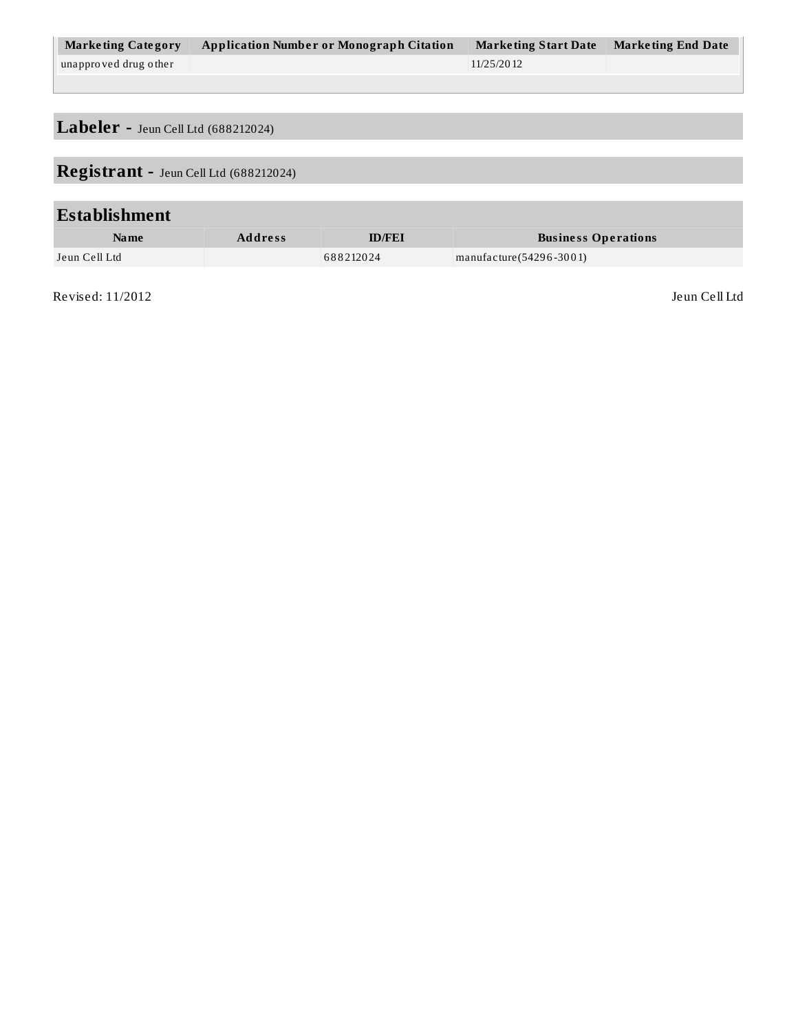| Marketing Category | Application Number or Monograph Citation | Marketing Start Date | Marketing End Date |
| --- | --- | --- | --- |
| unapproved drug other | | 11/25/2012 | |

## Labeler - Jeun Cell Ltd (688212024)

## Registrant - Jeun Cell Ltd (688212024)

## Establishment

| Name | Address | ID/FEI | Business Operations |
| --- | --- | --- | --- |
| Jeun Cell Ltd | | 688212024 | manufacture(54296-3001) |

Revised: 11/2012

Jeun Cell Ltd